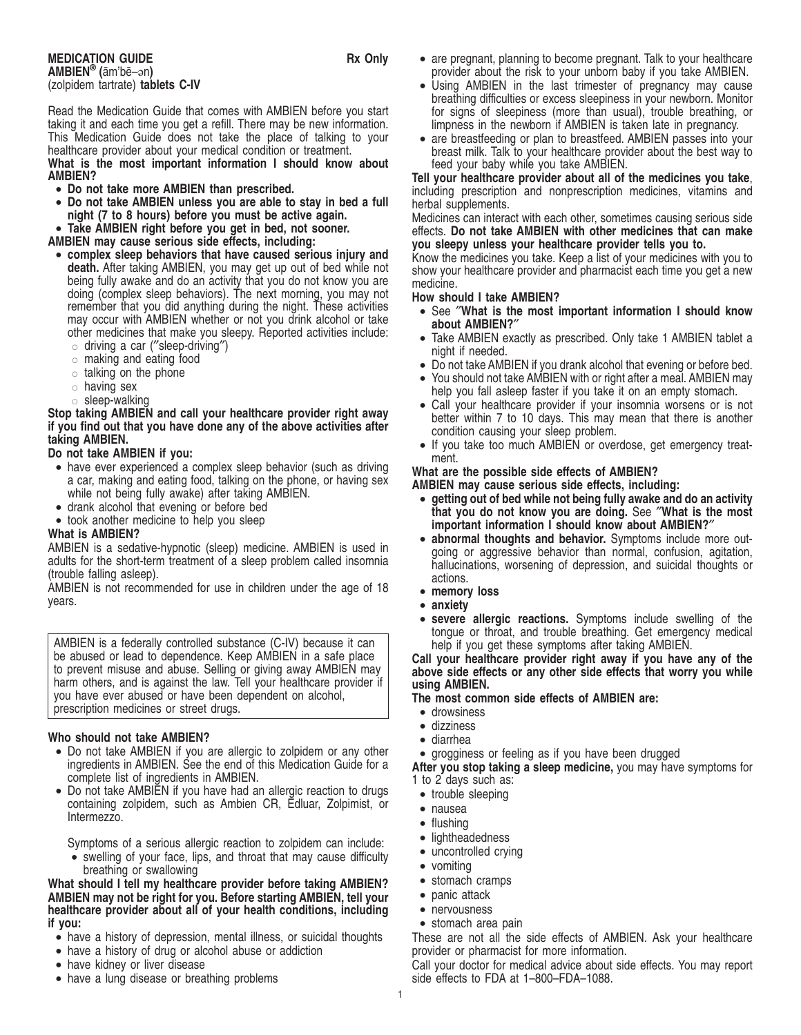**MEDICATION GUIDE** **Rx Only**

**AMBIEN® (**ăm'bē–ən**)**

(zolpidem tartrate) **tablets C-IV**

Read the Medication Guide that comes with AMBIEN before you start taking it and each time you get a refill. There may be new information. This Medication Guide does not take the place of talking to your healthcare provider about your medical condition or treatment.

**What is the most important information I should know about AMBIEN?**

- **Do not take more AMBIEN than prescribed.**
- **Do not take AMBIEN unless you are able to stay in bed a full night (7 to 8 hours) before you must be active again.**
- **Take AMBIEN right before you get in bed, not sooner.**

**AMBIEN may cause serious side effects, including:**

- **complex sleep behaviors that have caused serious injury and death.** After taking AMBIEN, you may get up out of bed while not being fully awake and do an activity that you do not know you are doing (complex sleep behaviors). The next morning, you may not remember that you did anything during the night. These activities may occur with AMBIEN whether or not you drink alcohol or take other medicines that make you sleepy. Reported activities include:
  - driving a car ("sleep-driving")
  - making and eating food
  - talking on the phone
  - having sex
  - sleep-walking

**Stop taking AMBIEN and call your healthcare provider right away if you find out that you have done any of the above activities after taking AMBIEN.**

**Do not take AMBIEN if you:**

- have ever experienced a complex sleep behavior (such as driving a car, making and eating food, talking on the phone, or having sex while not being fully awake) after taking AMBIEN.
- drank alcohol that evening or before bed
- took another medicine to help you sleep

**What is AMBIEN?**

AMBIEN is a sedative-hypnotic (sleep) medicine. AMBIEN is used in adults for the short-term treatment of a sleep problem called insomnia (trouble falling asleep).

AMBIEN is not recommended for use in children under the age of 18 years.

AMBIEN is a federally controlled substance (C-IV) because it can be abused or lead to dependence. Keep AMBIEN in a safe place to prevent misuse and abuse. Selling or giving away AMBIEN may harm others, and is against the law. Tell your healthcare provider if you have ever abused or have been dependent on alcohol, prescription medicines or street drugs.

**Who should not take AMBIEN?**

- Do not take AMBIEN if you are allergic to zolpidem or any other ingredients in AMBIEN. See the end of this Medication Guide for a complete list of ingredients in AMBIEN.
- Do not take AMBIEN if you have had an allergic reaction to drugs containing zolpidem, such as Ambien CR, Edluar, Zolpimist, or Intermezzo.

  Symptoms of a serious allergic reaction to zolpidem can include:
  - swelling of your face, lips, and throat that may cause difficulty breathing or swallowing

**What should I tell my healthcare provider before taking AMBIEN? AMBIEN may not be right for you. Before starting AMBIEN, tell your healthcare provider about all of your health conditions, including if you:**

- have a history of depression, mental illness, or suicidal thoughts
- have a history of drug or alcohol abuse or addiction
- have kidney or liver disease
- have a lung disease or breathing problems
- are pregnant, planning to become pregnant. Talk to your healthcare provider about the risk to your unborn baby if you take AMBIEN.
- Using AMBIEN in the last trimester of pregnancy may cause breathing difficulties or excess sleepiness in your newborn. Monitor for signs of sleepiness (more than usual), trouble breathing, or limpness in the newborn if AMBIEN is taken late in pregnancy.
- are breastfeeding or plan to breastfeed. AMBIEN passes into your breast milk. Talk to your healthcare provider about the best way to feed your baby while you take AMBIEN.

**Tell your healthcare provider about all of the medicines you take**, including prescription and nonprescription medicines, vitamins and herbal supplements.

Medicines can interact with each other, sometimes causing serious side effects. **Do not take AMBIEN with other medicines that can make you sleepy unless your healthcare provider tells you to.**

Know the medicines you take. Keep a list of your medicines with you to show your healthcare provider and pharmacist each time you get a new medicine.

**How should I take AMBIEN?**

- See **"What is the most important information I should know about AMBIEN?"**
- Take AMBIEN exactly as prescribed. Only take 1 AMBIEN tablet a night if needed.
- Do not take AMBIEN if you drank alcohol that evening or before bed.
- You should not take AMBIEN with or right after a meal. AMBIEN may help you fall asleep faster if you take it on an empty stomach.
- Call your healthcare provider if your insomnia worsens or is not better within 7 to 10 days. This may mean that there is another condition causing your sleep problem.
- If you take too much AMBIEN or overdose, get emergency treatment.

**What are the possible side effects of AMBIEN?**

**AMBIEN may cause serious side effects, including:**

- **getting out of bed while not being fully awake and do an activity that you do not know you are doing.** See **"What is the most important information I should know about AMBIEN?"**
- **abnormal thoughts and behavior.** Symptoms include more outgoing or aggressive behavior than normal, confusion, agitation, hallucinations, worsening of depression, and suicidal thoughts or actions.
- **memory loss**
- **anxiety**
- **severe allergic reactions.** Symptoms include swelling of the tongue or throat, and trouble breathing. Get emergency medical help if you get these symptoms after taking AMBIEN.

**Call your healthcare provider right away if you have any of the above side effects or any other side effects that worry you while using AMBIEN.**

**The most common side effects of AMBIEN are:**

- drowsiness
- dizziness
- diarrhea
- grogginess or feeling as if you have been drugged

**After you stop taking a sleep medicine,** you may have symptoms for 1 to 2 days such as:

- trouble sleeping
- nausea
- flushing
- lightheadedness
- uncontrolled crying
- vomiting
- stomach cramps
- panic attack
- nervousness
- stomach area pain

These are not all the side effects of AMBIEN. Ask your healthcare provider or pharmacist for more information.

Call your doctor for medical advice about side effects. You may report side effects to FDA at 1–800–FDA–1088.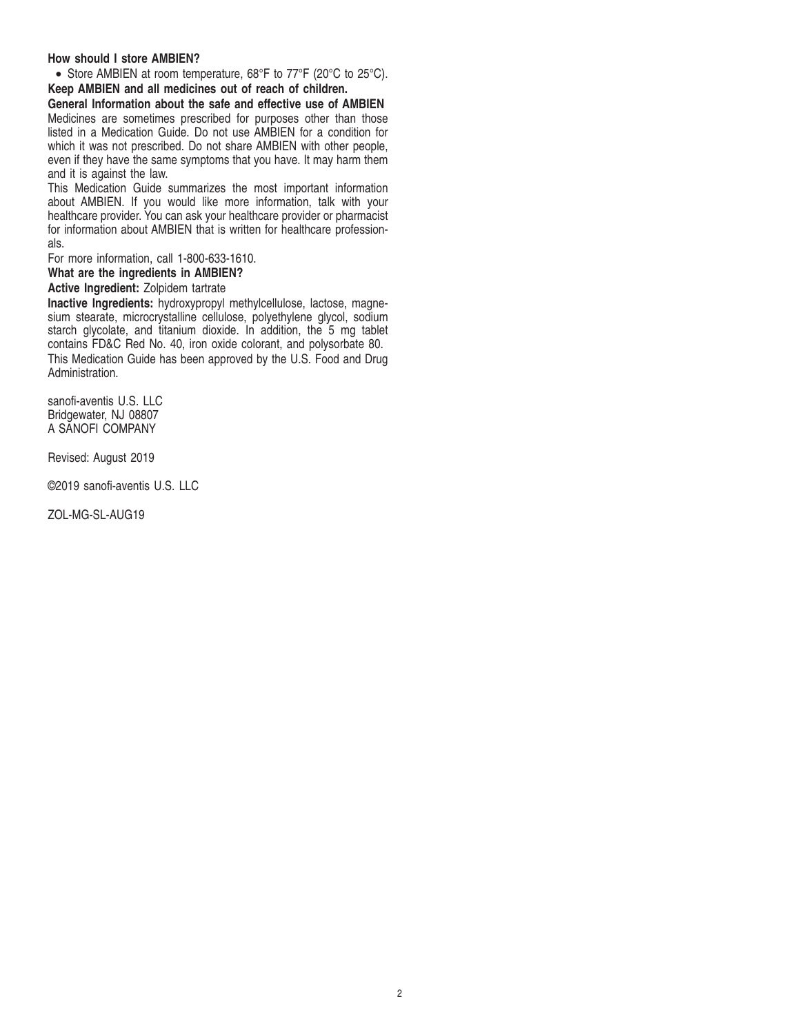**How should I store AMBIEN?**

- Store AMBIEN at room temperature, 68°F to 77°F (20°C to 25°C).

**Keep AMBIEN and all medicines out of reach of children.**

**General Information about the safe and effective use of AMBIEN**

Medicines are sometimes prescribed for purposes other than those listed in a Medication Guide. Do not use AMBIEN for a condition for which it was not prescribed. Do not share AMBIEN with other people, even if they have the same symptoms that you have. It may harm them and it is against the law.

This Medication Guide summarizes the most important information about AMBIEN. If you would like more information, talk with your healthcare provider. You can ask your healthcare provider or pharmacist for information about AMBIEN that is written for healthcare professionals.

For more information, call 1-800-633-1610.

**What are the ingredients in AMBIEN?**

**Active Ingredient:** Zolpidem tartrate

**Inactive Ingredients:** hydroxypropyl methylcellulose, lactose, magnesium stearate, microcrystalline cellulose, polyethylene glycol, sodium starch glycolate, and titanium dioxide. In addition, the 5 mg tablet contains FD&C Red No. 40, iron oxide colorant, and polysorbate 80.

This Medication Guide has been approved by the U.S. Food and Drug Administration.

sanofi-aventis U.S. LLC
Bridgewater, NJ 08807
A SANOFI COMPANY

Revised: August 2019

©2019 sanofi-aventis U.S. LLC

ZOL-MG-SL-AUG19